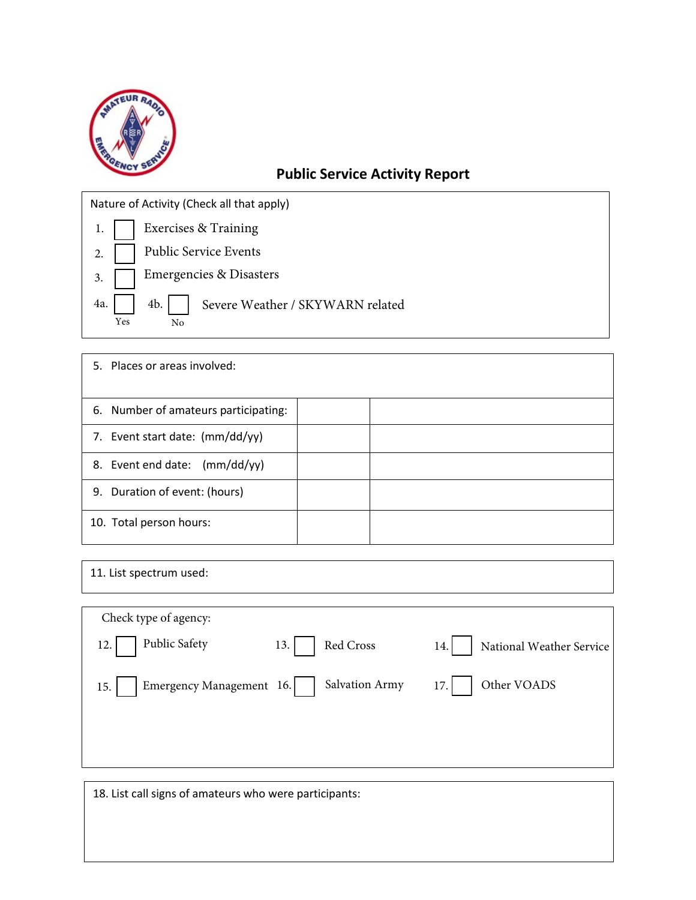# Public Service Activity Report

Nature of Activity (Check all that apply)

1. ☐ Exercises & Training
2. ☐ Public Service Events
3. ☐ Emergencies & Disasters

4a. ☐ Yes 4b. ☐ No Severe Weather / SKYWARN related

| 5. Places or areas involved: | | |
|---|---|---|
| 6. Number of amateurs participating: | | |
| 7. Event start date: (mm/dd/yy) | | |
| 8. Event end date: (mm/dd/yy) | | |
| 9. Duration of event: (hours) | | |
| 10. Total person hours: | | |

11. List spectrum used:

Check type of agency:

12. ☐ Public Safety
13. ☐ Red Cross
14. ☐ National Weather Service
15. ☐ Emergency Management
16. ☐ Salvation Army
17. ☐ Other VOADS

18. List call signs of amateurs who were participants: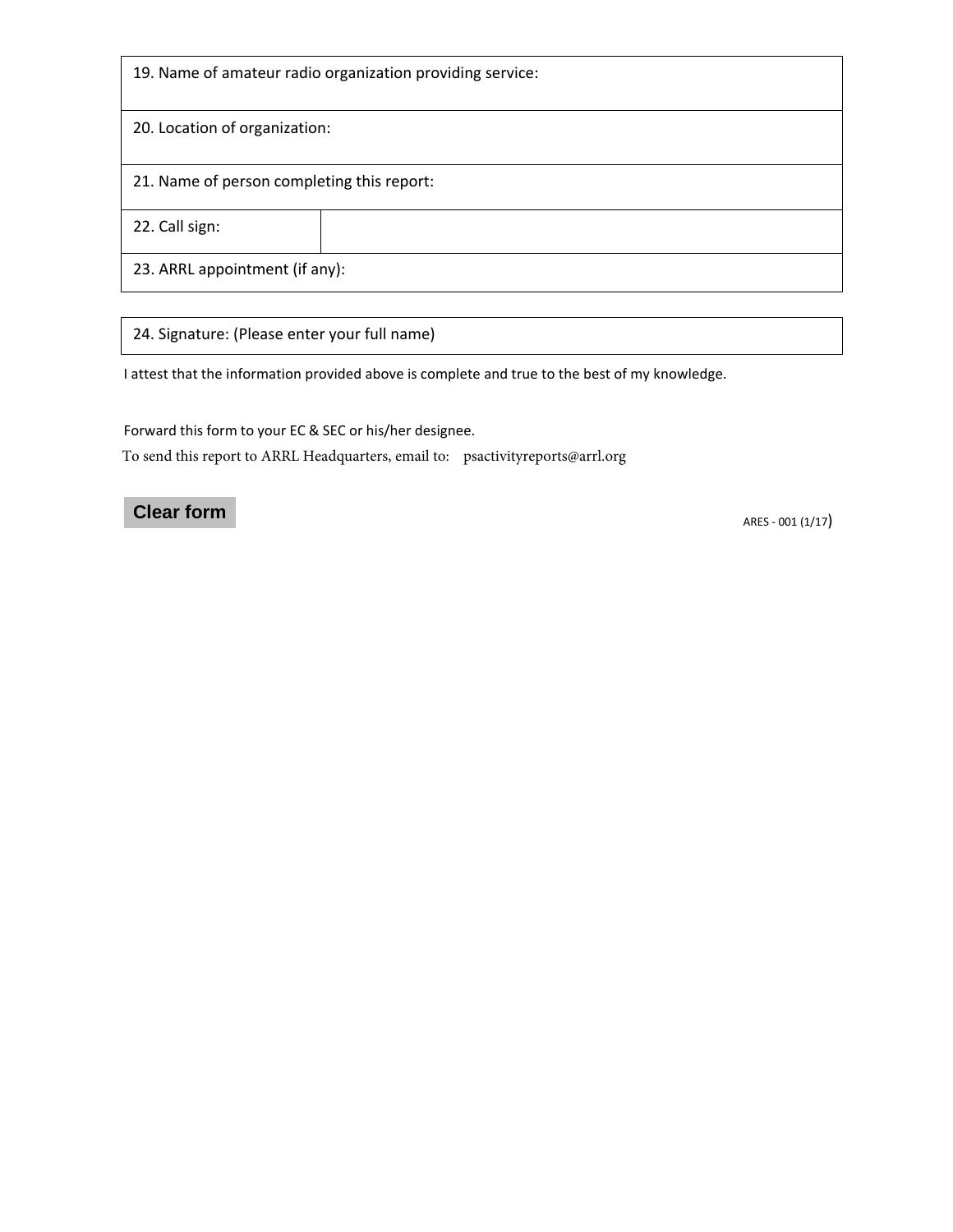| 19. Name of amateur radio organization providing service: | |
|---|---|
| 20. Location of organization: | |
| 21. Name of person completing this report: | |
| 22. Call sign: | |
| 23. ARRL appointment (if any): | |

| 24. Signature: (Please enter your full name) |
|---|

I attest that the information provided above is complete and true to the best of my knowledge.

Forward this form to your EC & SEC or his/her designee.

To send this report to ARRL Headquarters, email to: psactivityreports@arrl.org

**Clear form**

ARES - 001 (1/17)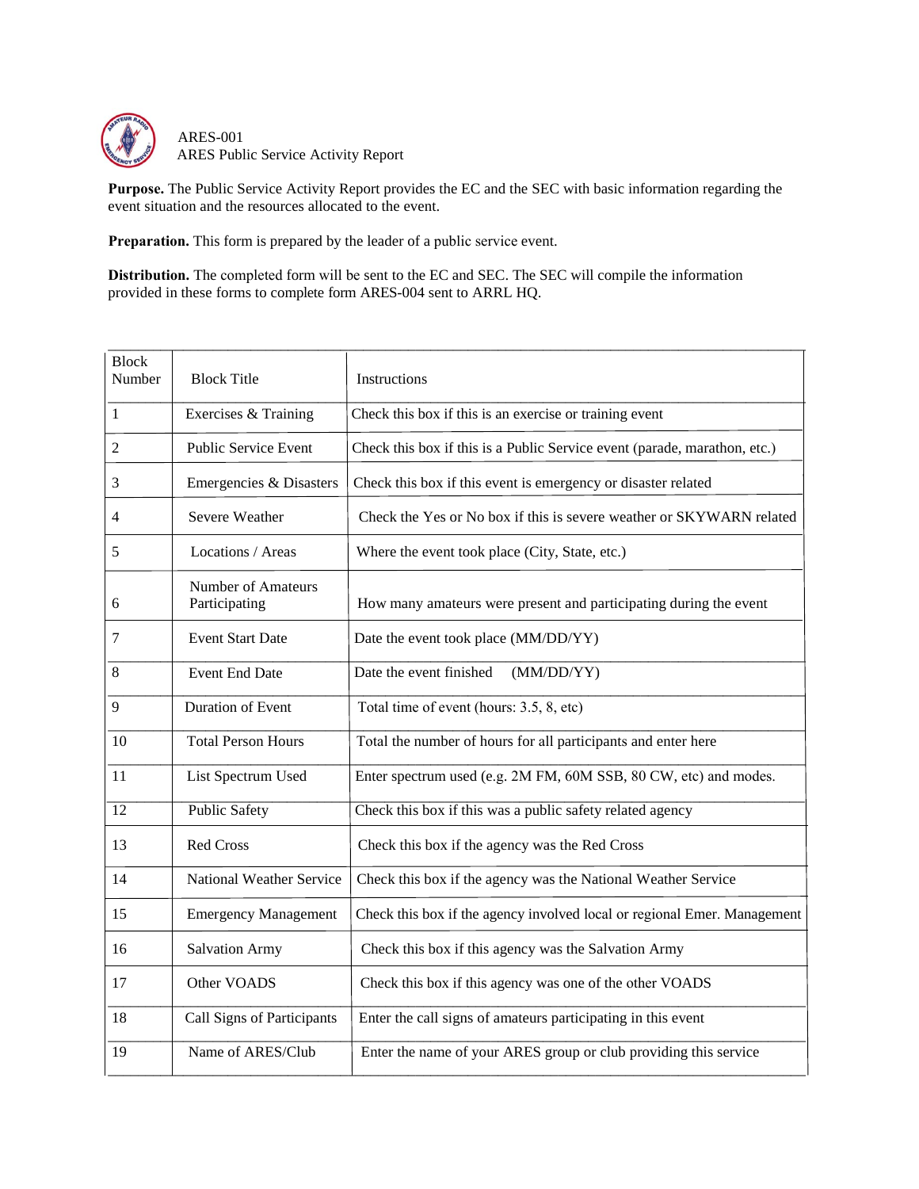ARES-001
ARES Public Service Activity Report

**Purpose.** The Public Service Activity Report provides the EC and the SEC with basic information regarding the event situation and the resources allocated to the event.

**Preparation.** This form is prepared by the leader of a public service event.

**Distribution.** The completed form will be sent to the EC and SEC. The SEC will compile the information provided in these forms to complete form ARES-004 sent to ARRL HQ.

| Block Number | Block Title | Instructions |
|---|---|---|
| 1 | Exercises & Training | Check this box if this is an exercise or training event |
| 2 | Public Service Event | Check this box if this is a Public Service event (parade, marathon, etc.) |
| 3 | Emergencies & Disasters | Check this box if this event is emergency or disaster related |
| 4 | Severe Weather | Check the Yes or No box if this is severe weather or SKYWARN related |
| 5 | Locations / Areas | Where the event took place (City, State, etc.) |
| 6 | Number of Amateurs Participating | How many amateurs were present and participating during the event |
| 7 | Event Start Date | Date the event took place (MM/DD/YY) |
| 8 | Event End Date | Date the event finished (MM/DD/YY) |
| 9 | Duration of Event | Total time of event (hours: 3.5, 8, etc) |
| 10 | Total Person Hours | Total the number of hours for all participants and enter here |
| 11 | List Spectrum Used | Enter spectrum used (e.g. 2M FM, 60M SSB, 80 CW, etc) and modes. |
| 12 | Public Safety | Check this box if this was a public safety related agency |
| 13 | Red Cross | Check this box if the agency was the Red Cross |
| 14 | National Weather Service | Check this box if the agency was the National Weather Service |
| 15 | Emergency Management | Check this box if the agency involved local or regional Emer. Management |
| 16 | Salvation Army | Check this box if this agency was the Salvation Army |
| 17 | Other VOADS | Check this box if this agency was one of the other VOADS |
| 18 | Call Signs of Participants | Enter the call signs of amateurs participating in this event |
| 19 | Name of ARES/Club | Enter the name of your ARES group or club providing this service |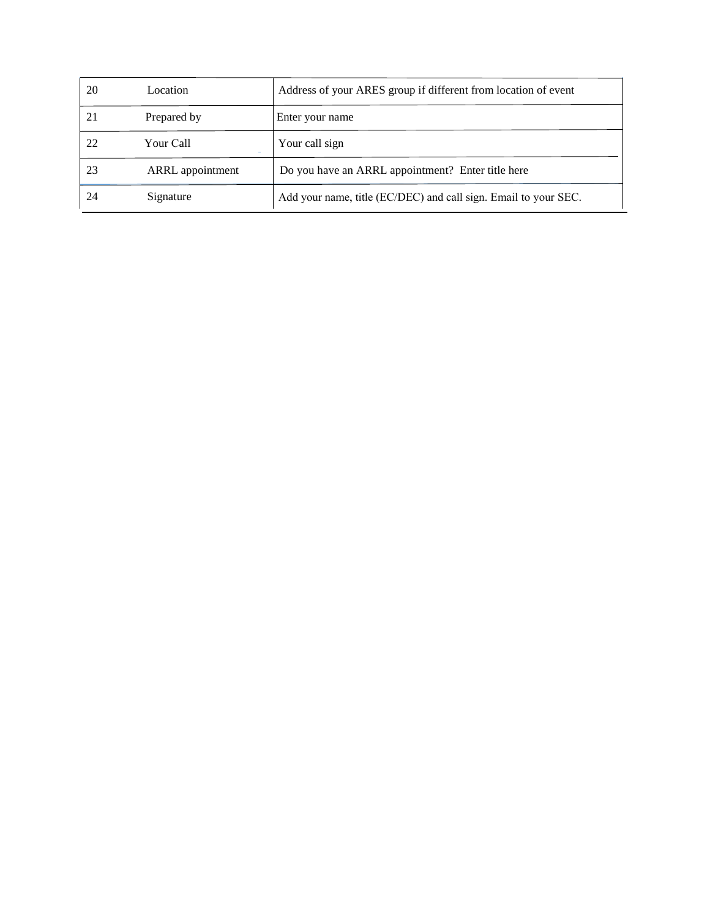| | | |
|---|---|---|
| 20 | Location | Address of your ARES group if different from location of event |
| 21 | Prepared by | Enter your name |
| 22 | Your Call | Your call sign |
| 23 | ARRL appointment | Do you have an ARRL appointment? Enter title here |
| 24 | Signature | Add your name, title (EC/DEC) and call sign. Email to your SEC. |